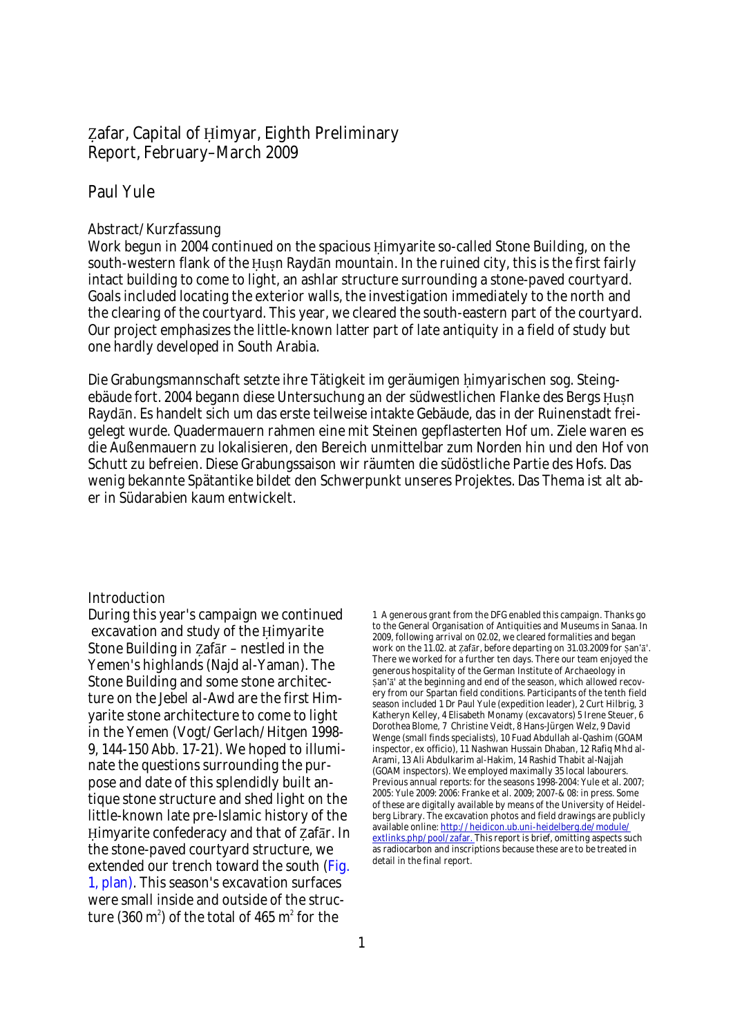# Ẓafar, Capital of Ḥimyar, Eighth Preliminary Report, February–March 2009

## Paul Yule

### Abstract/Kurzfassung

Work begun in 2004 continued on the spacious Ḥimyarite so-called Stone Building, on the south-western flank of the Ḥuṣn Raydān mountain. In the ruined city, this is the first fairly intact building to come to light, an ashlar structure surrounding a stone-paved courtyard. Goals included locating the exterior walls, the investigation immediately to the north and the clearing of the courtyard. This year, we cleared the south-eastern part of the courtyard. Our project emphasizes the little-known latter part of late antiquity in a field of study but one hardly developed in South Arabia.

Die Grabungsmannschaft setzte ihre Tätigkeit im geräumigen ḥimyarischen sog. Steingebäude fort. 2004 begann diese Untersuchung an der südwestlichen Flanke des Bergs Ḥuṣn Raydān. Es handelt sich um das erste teilweise intakte Gebäude, das in der Ruinenstadt freigelegt wurde. Quadermauern rahmen eine mit Steinen gepflasterten Hof um. Ziele waren es die Außenmauern zu lokalisieren, den Bereich unmittelbar zum Norden hin und den Hof von Schutt zu befreien. Diese Grabungssaison wir räumten die südöstliche Partie des Hofs. Das wenig bekannte Spätantike bildet den Schwerpunkt unseres Projektes. Das Thema ist alt aber in Südarabien kaum entwickelt.

### Introduction

During this year's campaign we continued excavation and study of the Ḥimyarite Stone Building in Ẓafār – nestled in the Yemen's highlands (Najd al-Yaman). The Stone Building and some stone architecture on the Jebel al-Awd are the first Himyarite stone architecture to come to light in the Yemen (Vogt/Gerlach/Hitgen 1998-9, 144-150 Abb. 17-21). We hoped to illuminate the questions surrounding the purpose and date of this splendidly built antique stone structure and shed light on the little-known late pre-Islamic history of the Ḥimyarite confederacy and that of Ẓafār. In the stone-paved courtyard structure, we extended our trench toward the south (Fig. 1, plan). This season's excavation surfaces were small inside and outside of the structure (360 m$^2$) of the total of 465 m$^2$ for the

1 A generous grant from the DFG enabled this campaign. Thanks go to the General Organisation of Antiquities and Museums in Sanaa. In 2009, following arrival on 02.02, we cleared formalities and began work on the 11.02. at Ẓafār, before departing on 31.03.2009 for Ṣan'ā'. There we worked for a further ten days. There our team enjoyed the generous hospitality of the German Institute of Archaeology in Ṣan'ā' at the beginning and end of the season, which allowed recovery from our Spartan field conditions. Participants of the tenth field season included 1 Dr Paul Yule (expedition leader), 2 Curt Hilbrig, 3 Katheryn Kelley, 4 Elisabeth Monamy (excavators) 5 Irene Steuer, 6 Dorothea Blome, 7 Christine Veidt, 8 Hans-Jürgen Welz, 9 David Wenge (small finds specialists), 10 Fuad Abdullah al-Qashim (GOAM inspector, ex officio), 11 Nashwan Hussain Dhaban, 12 Rafiq Mhd al-Arami, 13 Ali Abdulkarim al-Hakim, 14 Rashid Thabit al-Najjah (GOAM inspectors). We employed maximally 35 local labourers. Previous annual reports: for the seasons 1998-2004: Yule et al. 2007; 2005: Yule 2009: 2006: Franke et al. 2009; 2007-& 08: in press. Some of these are digitally available by means of the University of Heidelberg Library. The excavation photos and field drawings are publicly available online: http://heidicon.ub.uni-heidelberg.de/module/extlinks.php/pool/zafar. This report is brief, omitting aspects such as radiocarbon and inscriptions because these are to be treated in detail in the final report.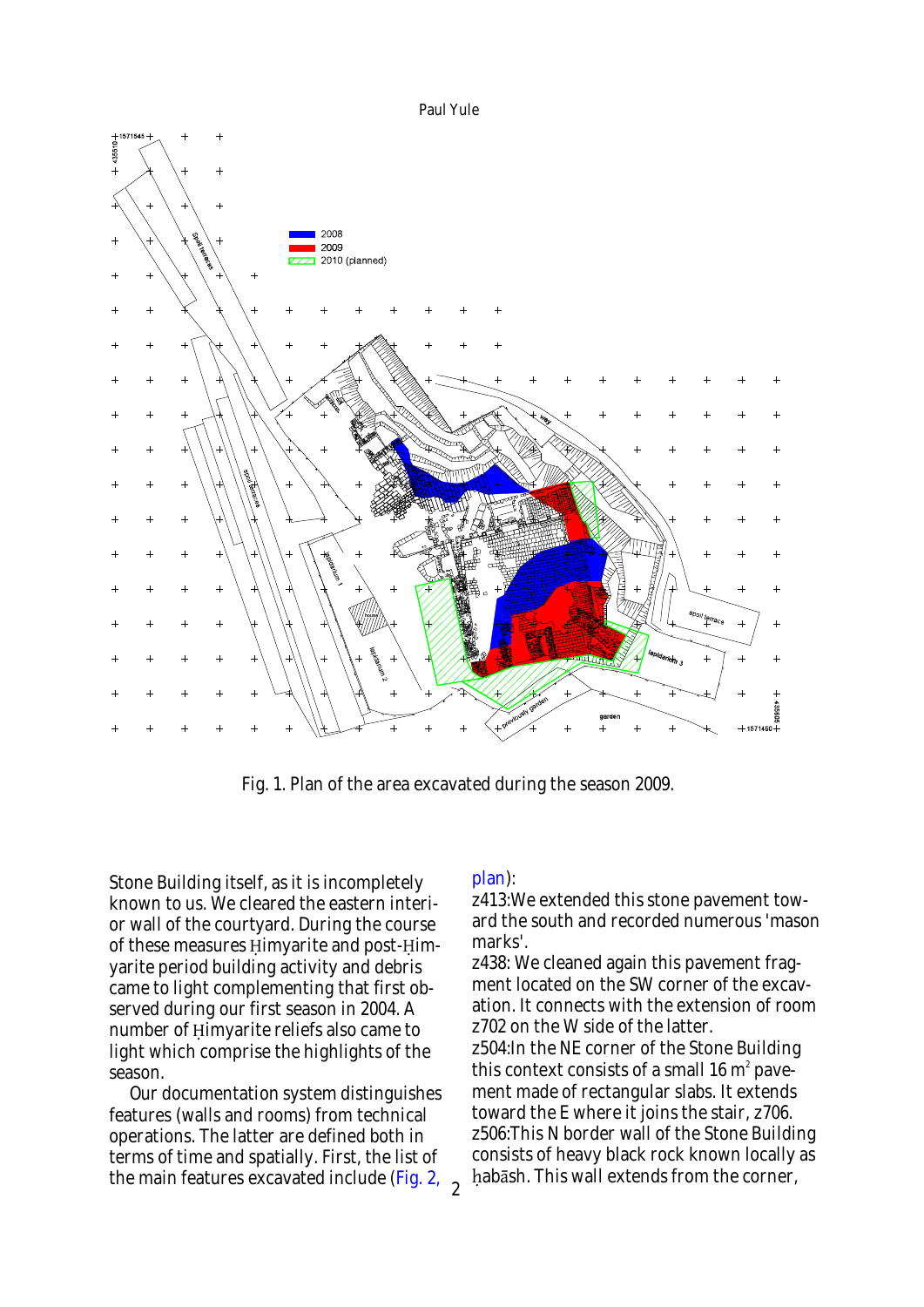Fig. 1. Plan of the area excavated during the season 2009.

Stone Building itself, as it is incompletely known to us. We cleared the eastern interior wall of the courtyard. During the course of these measures Ḥimyarite and post-Ḥimyarite period building activity and debris came to light complementing that first observed during our first season in 2004. A number of Ḥimyarite reliefs also came to light which comprise the highlights of the season.

Our documentation system distinguishes features (walls and rooms) from technical operations. The latter are defined both in terms of time and spatially. First, the list of the main features excavated include (Fig. 2, plan):

z413:We extended this stone pavement toward the south and recorded numerous 'mason marks'.

z438: We cleaned again this pavement fragment located on the SW corner of the excavation. It connects with the extension of room z702 on the W side of the latter.

z504:In the NE corner of the Stone Building this context consists of a small 16 m$^2$ pavement made of rectangular slabs. It extends toward the E where it joins the stair, z706.

z506:This N border wall of the Stone Building consists of heavy black rock known locally as ḥabāsh. This wall extends from the corner,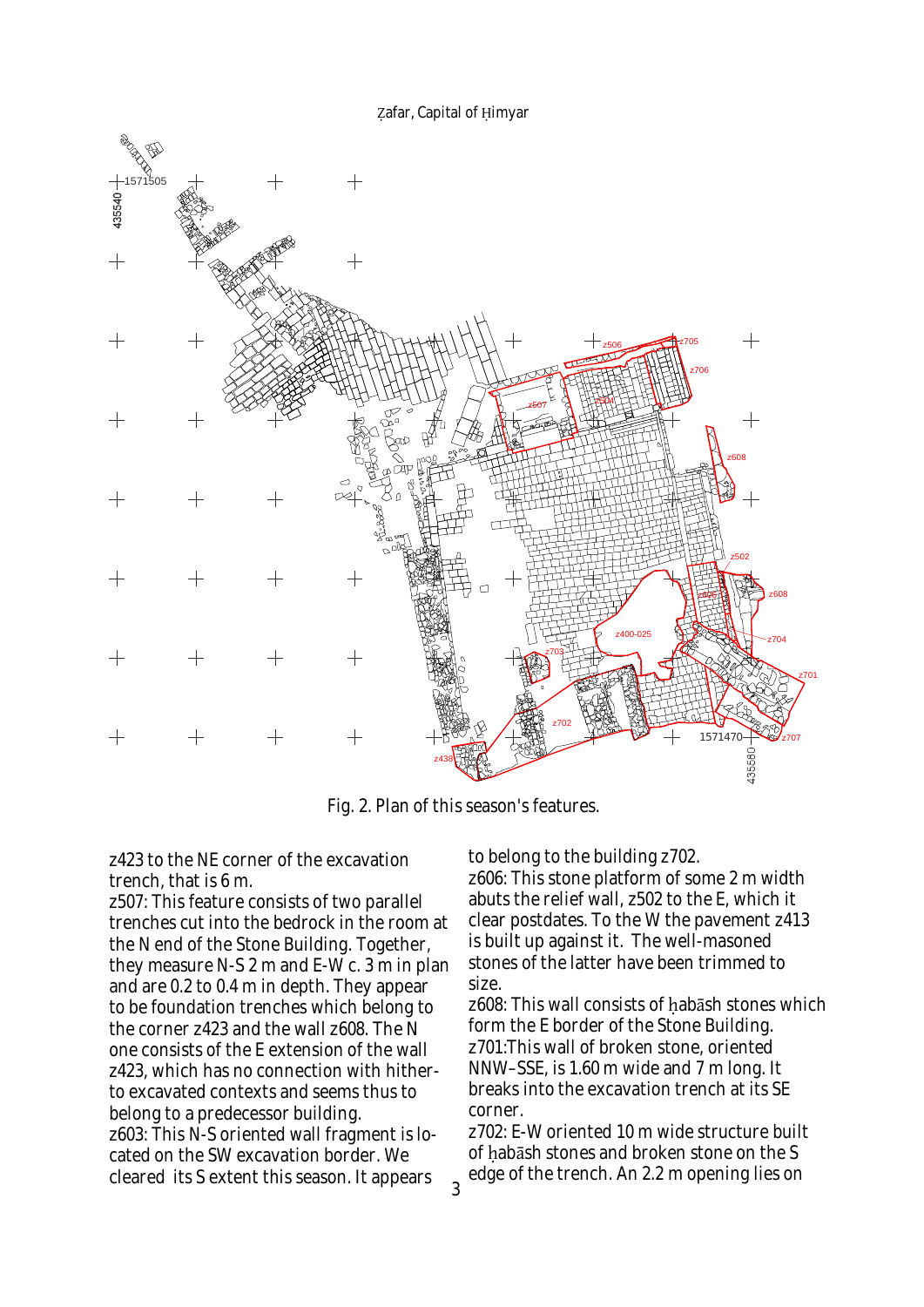Fig. 2. Plan of this season's features.

z423 to the NE corner of the excavation trench, that is 6 m.

z507: This feature consists of two parallel trenches cut into the bedrock in the room at the N end of the Stone Building. Together, they measure N-S 2 m and E-W c. 3 m in plan and are 0.2 to 0.4 m in depth. They appear to be foundation trenches which belong to the corner z423 and the wall z608. The N one consists of the E extension of the wall z423, which has no connection with hitherto excavated contexts and seems thus to belong to a predecessor building.

z603: This N-S oriented wall fragment is located on the SW excavation border. We cleared its S extent this season. It appears to belong to the building z702.

z606: This stone platform of some 2 m width abuts the relief wall, z502 to the E, which it clear postdates. To the W the pavement z413 is built up against it. The well-masoned stones of the latter have been trimmed to size.

z608: This wall consists of ḥabāsh stones which form the E border of the Stone Building.

z701:This wall of broken stone, oriented NNW–SSE, is 1.60 m wide and 7 m long. It breaks into the excavation trench at its SE corner.

z702: E-W oriented 10 m wide structure built of ḥabāsh stones and broken stone on the S edge of the trench. An 2.2 m opening lies on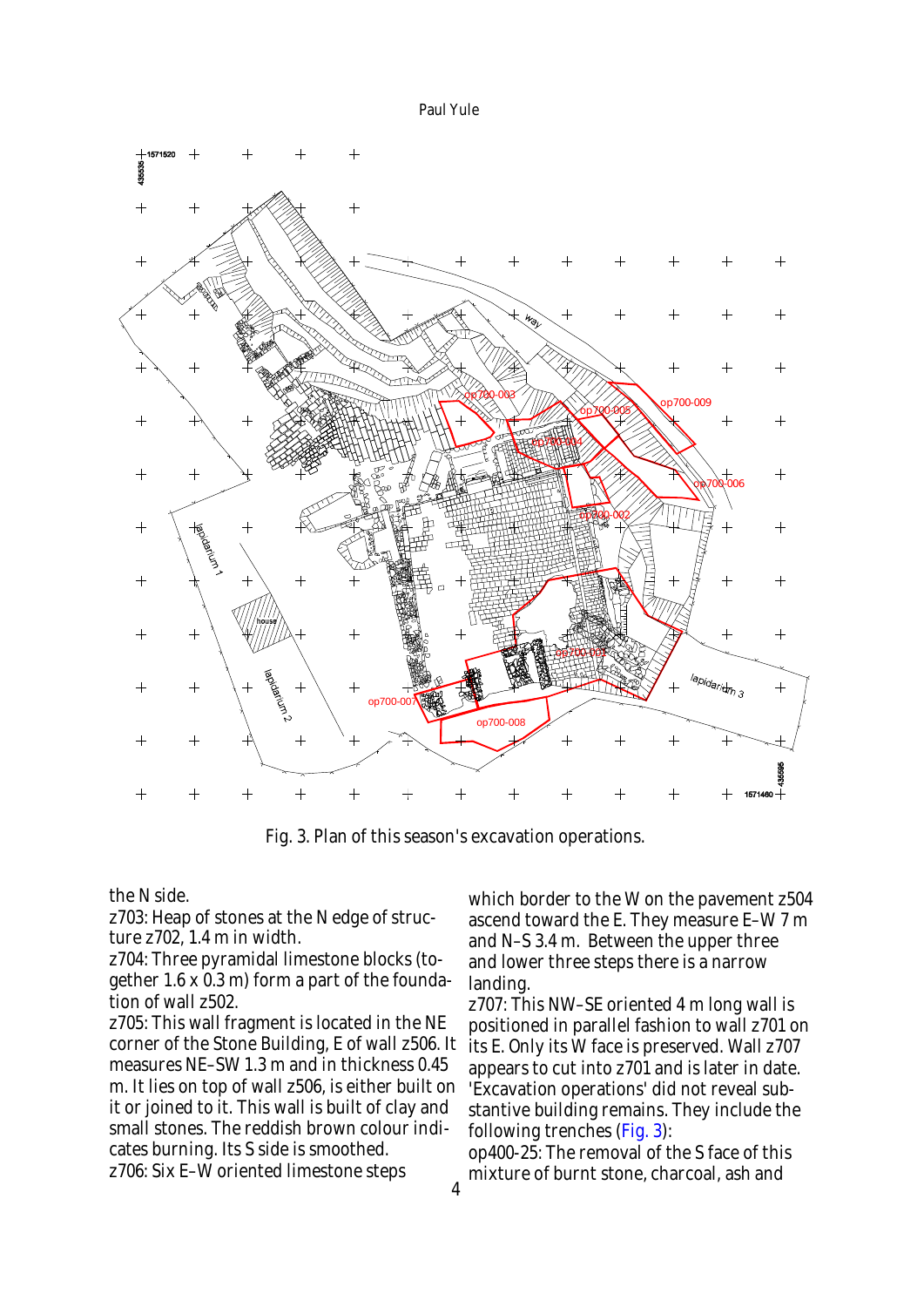Fig. 3. Plan of this season's excavation operations.

the N side.

z703: Heap of stones at the N edge of structure z702, 1.4 m in width.

z704: Three pyramidal limestone blocks (together 1.6 x 0.3 m) form a part of the foundation of wall z502.

z705: This wall fragment is located in the NE corner of the Stone Building, E of wall z506. It measures NE–SW 1.3 m and in thickness 0.45 m. It lies on top of wall z506, is either built on it or joined to it. This wall is built of clay and small stones. The reddish brown colour indicates burning. Its S side is smoothed.

z706: Six E–W oriented limestone steps which border to the W on the pavement z504 ascend toward the E. They measure E–W 7 m and N–S 3.4 m. Between the upper three and lower three steps there is a narrow landing.

z707: This NW–SE oriented 4 m long wall is positioned in parallel fashion to wall z701 on its E. Only its W face is preserved. Wall z707 appears to cut into z701 and is later in date.

'Excavation operations' did not reveal substantive building remains. They include the following trenches (Fig. 3):

op400-25: The removal of the S face of this mixture of burnt stone, charcoal, ash and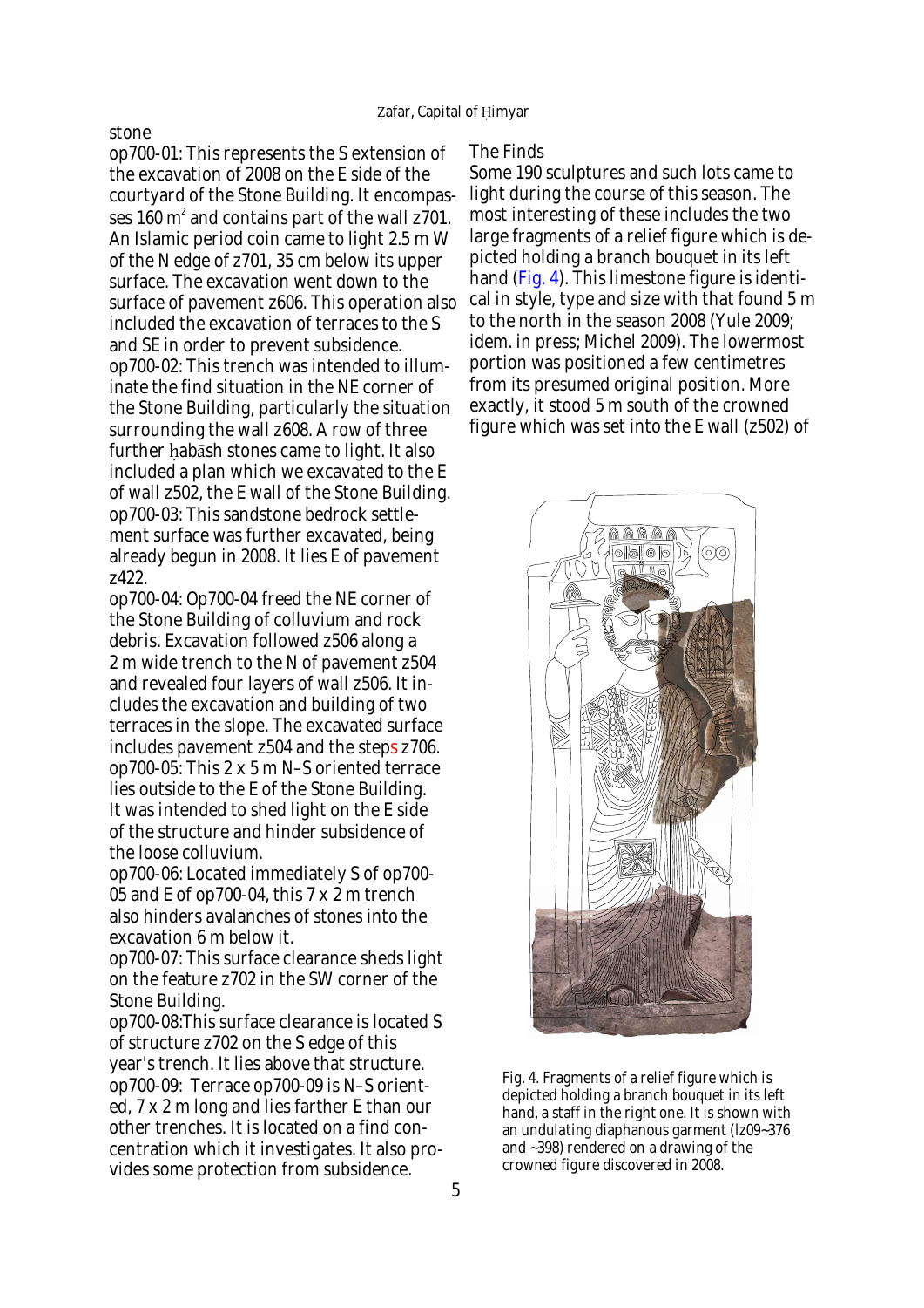stone

op700-01: This represents the S extension of the excavation of 2008 on the E side of the courtyard of the Stone Building. It encompasses 160 m² and contains part of the wall z701. An Islamic period coin came to light 2.5 m W of the N edge of z701, 35 cm below its upper surface. The excavation went down to the surface of pavement z606. This operation also included the excavation of terraces to the S and SE in order to prevent subsidence.

op700-02: This trench was intended to illuminate the find situation in the NE corner of the Stone Building, particularly the situation surrounding the wall z608. A row of three further ḥabāsh stones came to light. It also included a plan which we excavated to the E of wall z502, the E wall of the Stone Building.

op700-03: This sandstone bedrock settlement surface was further excavated, being already begun in 2008. It lies E of pavement z422.

op700-04: Op700-04 freed the NE corner of the Stone Building of colluvium and rock debris. Excavation followed z506 along a 2 m wide trench to the N of pavement z504 and revealed four layers of wall z506. It includes the excavation and building of two terraces in the slope. The excavated surface includes pavement z504 and the steps z706.

op700-05: This 2 x 5 m N–S oriented terrace lies outside to the E of the Stone Building. It was intended to shed light on the E side of the structure and hinder subsidence of the loose colluvium.

op700-06: Located immediately S of op700-05 and E of op700-04, this 7 x 2 m trench also hinders avalanches of stones into the excavation 6 m below it.

op700-07: This surface clearance sheds light on the feature z702 in the SW corner of the Stone Building.

op700-08:This surface clearance is located S of structure z702 on the S edge of this year's trench. It lies above that structure.

op700-09: Terrace op700-09 is N–S oriented, 7 x 2 m long and lies farther E than our other trenches. It is located on a find concentration which it investigates. It also provides some protection from subsidence.

The Finds

Some 190 sculptures and such lots came to light during the course of this season. The most interesting of these includes the two large fragments of a relief figure which is depicted holding a branch bouquet in its left hand (Fig. 4). This limestone figure is identical in style, type and size with that found 5 m to the north in the season 2008 (Yule 2009; idem. in press; Michel 2009). The lowermost portion was positioned a few centimetres from its presumed original position. More exactly, it stood 5 m south of the crowned figure which was set into the E wall (z502) of

Fig. 4. Fragments of a relief figure which is depicted holding a branch bouquet in its left hand, a staff in the right one. It is shown with an undulating diaphanous garment (Iz09~376 and ~398) rendered on a drawing of the crowned figure discovered in 2008.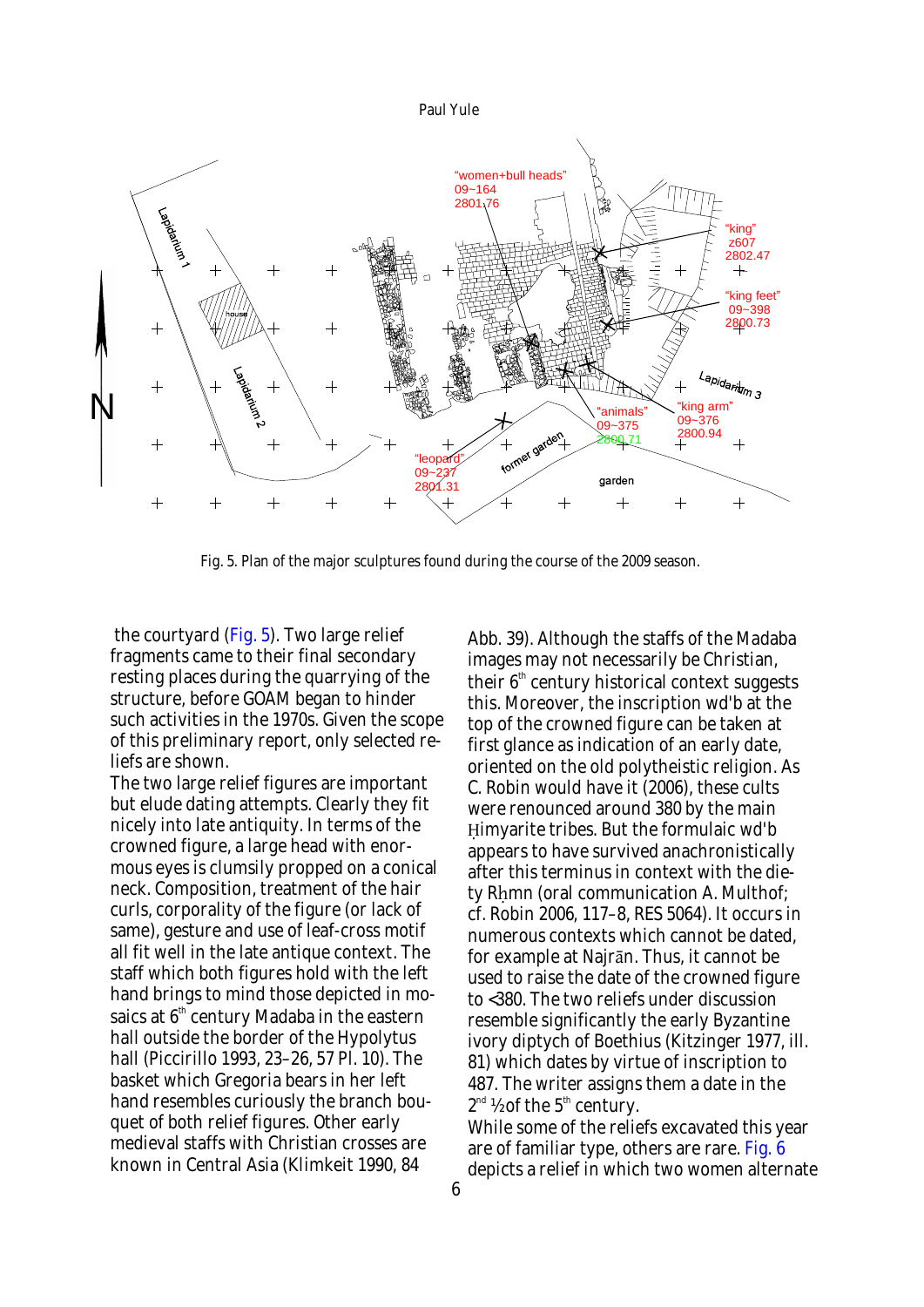Fig. 5. Plan of the major sculptures found during the course of the 2009 season.

the courtyard (Fig. 5). Two large relief fragments came to their final secondary resting places during the quarrying of the structure, before GOAM began to hinder such activities in the 1970s. Given the scope of this preliminary report, only selected reliefs are shown.

The two large relief figures are important but elude dating attempts. Clearly they fit nicely into late antiquity. In terms of the crowned figure, a large head with enormous eyes is clumsily propped on a conical neck. Composition, treatment of the hair curls, corporality of the figure (or lack of same), gesture and use of leaf-cross motif all fit well in the late antique context. The staff which both figures hold with the left hand brings to mind those depicted in mosaics at 6th century Madaba in the eastern hall outside the border of the Hypolytus hall (Piccirillo 1993, 23–26, 57 Pl. 10). The basket which Gregoria bears in her left hand resembles curiously the branch bouquet of both relief figures. Other early medieval staffs with Christian crosses are known in Central Asia (Klimkeit 1990, 84 Abb. 39). Although the staffs of the Madaba images may not necessarily be Christian, their 6th century historical context suggests this. Moreover, the inscription wd'b at the top of the crowned figure can be taken at first glance as indication of an early date, oriented on the old polytheistic religion. As C. Robin would have it (2006), these cults were renounced around 380 by the main Ḥimyarite tribes. But the formulaic wd'b appears to have survived anachronistically after this terminus in context with the deity Rḥmn (oral communication A. Multhof; cf. Robin 2006, 117–8, RES 5064). It occurs in numerous contexts which cannot be dated, for example at Najrān. Thus, it cannot be used to raise the date of the crowned figure to <380. The two reliefs under discussion resemble significantly the early Byzantine ivory diptych of Boethius (Kitzinger 1977, ill. 81) which dates by virtue of inscription to 487. The writer assigns them a date in the 2nd ½of the 5th century.

While some of the reliefs excavated this year are of familiar type, others are rare. Fig. 6 depicts a relief in which two women alternate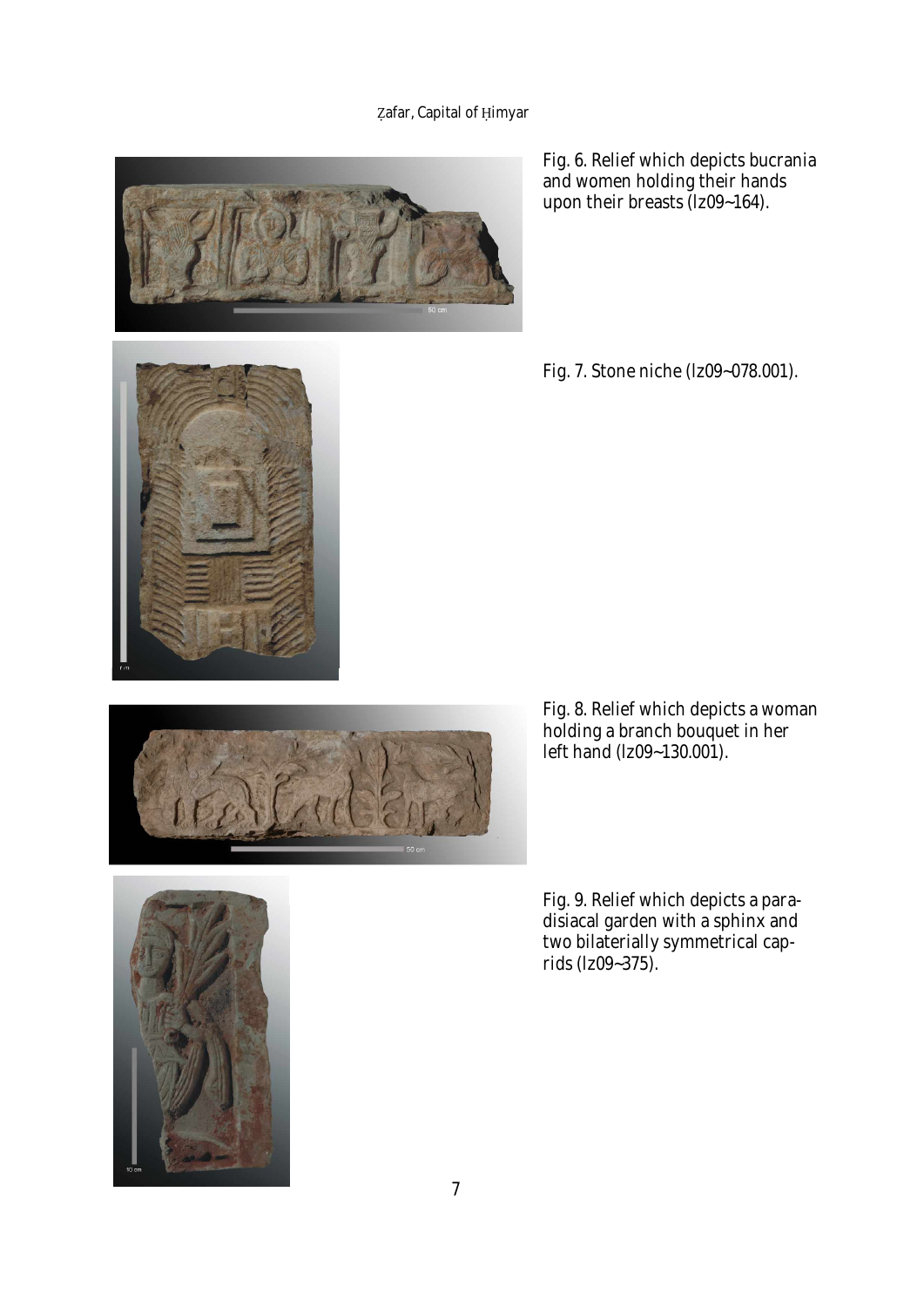Fig. 6. Relief which depicts bucrania and women holding their hands upon their breasts (Iz09~164).

Fig. 7. Stone niche (Iz09~078.001).

Fig. 8. Relief which depicts a woman holding a branch bouquet in her left hand (Iz09~130.001).

Fig. 9. Relief which depicts a paradisiacal garden with a sphinx and two bilaterially symmetrical caprids (Iz09~375).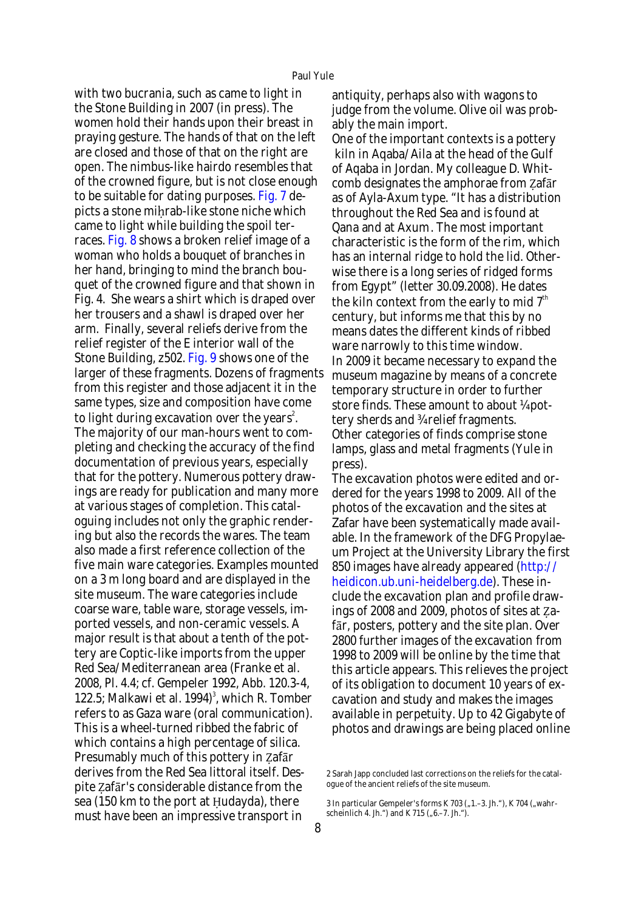with two bucrania, such as came to light in the Stone Building in 2007 (in press). The women hold their hands upon their breast in praying gesture. The hands of that on the left are closed and those of that on the right are open. The nimbus-like hairdo resembles that of the crowned figure, but is not close enough to be suitable for dating purposes. Fig. 7 depicts a stone miḥrab-like stone niche which came to light while building the spoil terraces. Fig. 8 shows a broken relief image of a woman who holds a bouquet of branches in her hand, bringing to mind the branch bouquet of the crowned figure and that shown in Fig. 4. She wears a shirt which is draped over her trousers and a shawl is draped over her arm. Finally, several reliefs derive from the relief register of the E interior wall of the Stone Building, z502. Fig. 9 shows one of the larger of these fragments. Dozens of fragments from this register and those adjacent it in the same types, size and composition have come to light during excavation over the years[2].

The majority of our man-hours went to completing and checking the accuracy of the find documentation of previous years, especially that for the pottery. Numerous pottery drawings are ready for publication and many more at various stages of completion. This cataloguing includes not only the graphic rendering but also the records the wares. The team also made a first reference collection of the five main ware categories. Examples mounted on a 3 m long board and are displayed in the site museum. The ware categories include coarse ware, table ware, storage vessels, imported vessels, and non-ceramic vessels. A major result is that about a tenth of the pottery are Coptic-like imports from the upper Red Sea/Mediterranean area (Franke et al. 2008, Pl. 4.4; cf. Gempeler 1992, Abb. 120.3-4, 122.5; Malkawi et al. 1994)[3], which R. Tomber refers to as Gaza ware (oral communication). This is a wheel-turned ribbed the fabric of which contains a high percentage of silica. Presumably much of this pottery in Ẓafār derives from the Red Sea littoral itself. Despite Ẓafār's considerable distance from the sea (150 km to the port at Ḥudayda), there must have been an impressive transport in antiquity, perhaps also with wagons to judge from the volume. Olive oil was probably the main import.

One of the important contexts is a pottery kiln in Aqaba/Aila at the head of the Gulf of Aqaba in Jordan. My colleague D. Whitcomb designates the amphorae from Ẓafār as of Ayla-Axum type. "It has a distribution throughout the Red Sea and is found at Qana and at Axum. The most important characteristic is the form of the rim, which has an internal ridge to hold the lid. Otherwise there is a long series of ridged forms from Egypt" (letter 30.09.2008). He dates the kiln context from the early to mid 7th century, but informs me that this by no means dates the different kinds of ribbed ware narrowly to this time window.

In 2009 it became necessary to expand the museum magazine by means of a concrete temporary structure in order to further store finds. These amount to about ¼pottery sherds and ¾relief fragments. Other categories of finds comprise stone lamps, glass and metal fragments (Yule in press).

The excavation photos were edited and ordered for the years 1998 to 2009. All of the photos of the excavation and the sites at Zafar have been systematically made available. In the framework of the DFG Propylaeum Project at the University Library the first 850 images have already appeared (http://heidicon.ub.uni-heidelberg.de). These include the excavation plan and profile drawings of 2008 and 2009, photos of sites at Ẓafār, posters, pottery and the site plan. Over 2800 further images of the excavation from 1998 to 2009 will be online by the time that this article appears. This relieves the project of its obligation to document 10 years of excavation and study and makes the images available in perpetuity. Up to 42 Gigabyte of photos and drawings are being placed online

2 Sarah Japp concluded last corrections on the reliefs for the catalogue of the ancient reliefs of the site museum.

3 In particular Gempeler's forms K 703 („1.–3. Jh."), K 704 („wahrscheinlich 4. Jh.") and K 715 („6.–7. Jh.").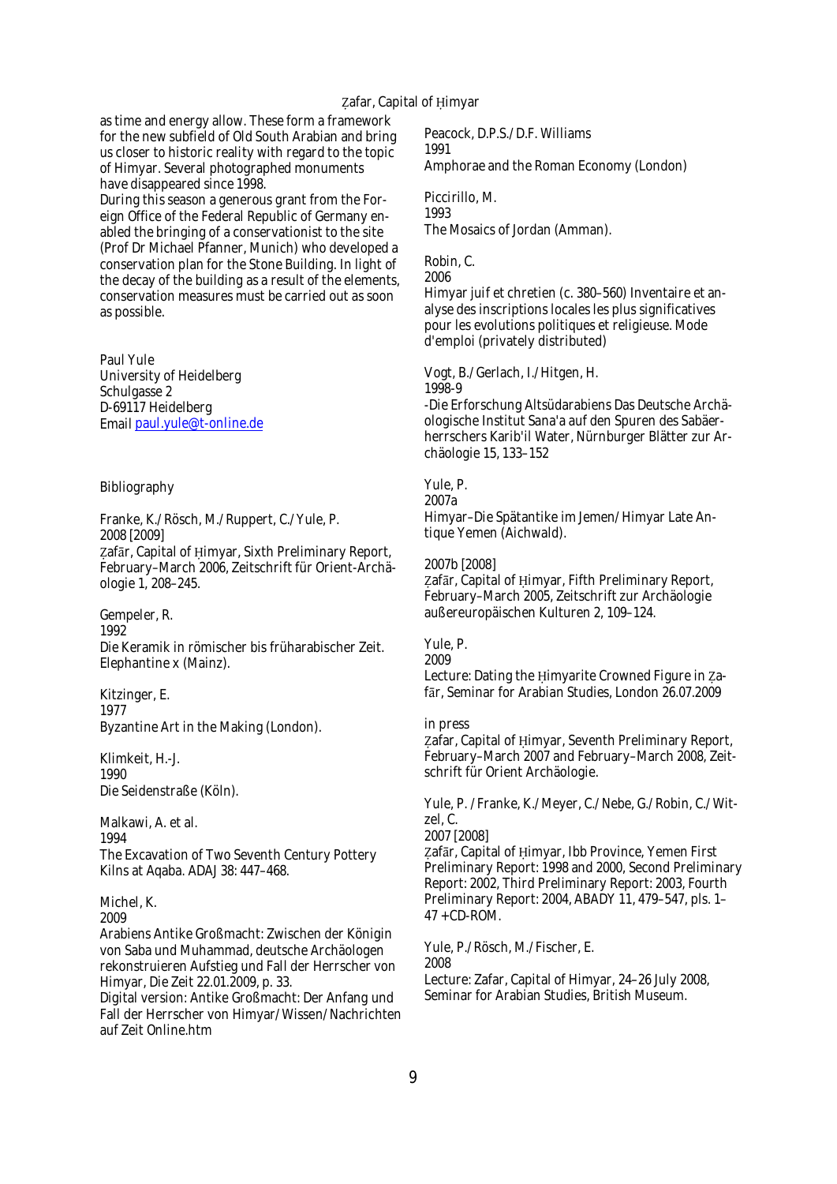as time and energy allow. These form a framework for the new subfield of Old South Arabian and bring us closer to historic reality with regard to the topic of Himyar. Several photographed monuments have disappeared since 1998.

During this season a generous grant from the Foreign Office of the Federal Republic of Germany enabled the bringing of a conservationist to the site (Prof Dr Michael Pfanner, Munich) who developed a conservation plan for the Stone Building. In light of the decay of the building as a result of the elements, conservation measures must be carried out as soon as possible.

Paul Yule
University of Heidelberg
Schulgasse 2
D-69117 Heidelberg
Email paul.yule@t-online.de

## Bibliography

Franke, K./Rösch, M./Ruppert, C./Yule, P.
2008 [2009]
Ẓafār, Capital of Ḥimyar, Sixth Preliminary Report, February–March 2006, Zeitschrift für Orient-Archäologie 1, 208–245.

Gempeler, R.
1992
Die Keramik in römischer bis früharabischer Zeit. Elephantine x (Mainz).

Kitzinger, E.
1977
Byzantine Art in the Making (London).

Klimkeit, H.-J.
1990
Die Seidenstraße (Köln).

Malkawi, A. et al.
1994
The Excavation of Two Seventh Century Pottery Kilns at Aqaba. ADAJ 38: 447–468.

Michel, K.
2009
Arabiens Antike Großmacht: Zwischen der Königin von Saba und Muhammad, deutsche Archäologen rekonstruieren Aufstieg und Fall der Herrscher von Himyar, Die Zeit 22.01.2009, p. 33.
Digital version: Antike Großmacht: Der Anfang und Fall der Herrscher von Himyar/Wissen/Nachrichten auf Zeit Online.htm

Peacock, D.P.S./D.F. Williams
1991
Amphorae and the Roman Economy (London)

Piccirillo, M.
1993
The Mosaics of Jordan (Amman).

Robin, C.
2006
Himyar juif et chretien (c. 380–560) Inventaire et analyse des inscriptions locales les plus significatives pour les evolutions politiques et religieuse. Mode d'emploi (privately distributed)

Vogt, B./Gerlach, I./Hitgen, H.
1998-9
-Die Erforschung Altsüdarabiens Das Deutsche Archäologische Institut Sana'a auf den Spuren des Sabäerherrschers Karib'il Water, Nürnburger Blätter zur Archäologie 15, 133–152

Yule, P.
2007a
Himyar–Die Spätantike im Jemen/Himyar Late Antique Yemen (Aichwald).

2007b [2008]
Ẓafār, Capital of Ḥimyar, Fifth Preliminary Report, February–March 2005, Zeitschrift zur Archäologie außereuropäischen Kulturen 2, 109–124.

Yule, P.
2009
Lecture: Dating the Ḥimyarite Crowned Figure in Ẓafār, Seminar for Arabian Studies, London 26.07.2009

in press
Ẓafar, Capital of Ḥimyar, Seventh Preliminary Report, February–March 2007 and February–March 2008, Zeitschrift für Orient Archäologie.

Yule, P. /Franke, K./Meyer, C./Nebe, G./Robin, C./Witzel, C.
2007 [2008]
Ẓafār, Capital of Ḥimyar, Ibb Province, Yemen First Preliminary Report: 1998 and 2000, Second Preliminary Report: 2002, Third Preliminary Report: 2003, Fourth Preliminary Report: 2004, ABADY 11, 479–547, pls. 1–47 +CD-ROM.

Yule, P./Rösch, M./Fischer, E.
2008
Lecture: Zafar, Capital of Himyar, 24–26 July 2008, Seminar for Arabian Studies, British Museum.